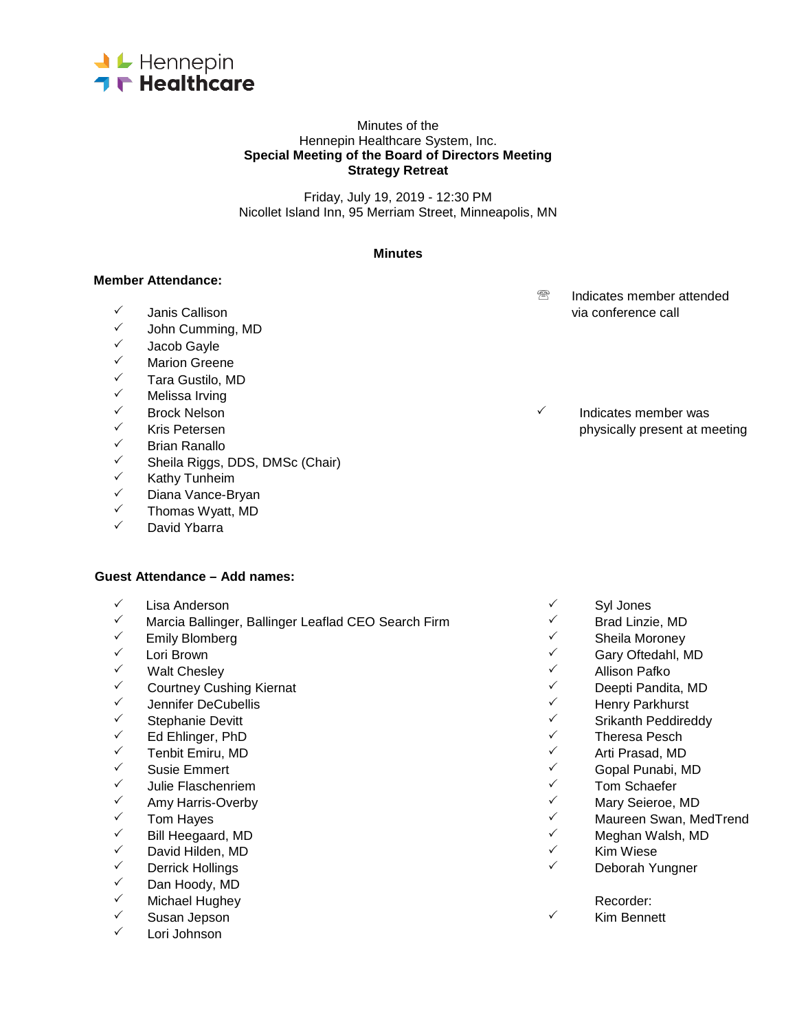Hennepin Healthcare

Minutes of the
Hennepin Healthcare System, Inc.
**Special Meeting of the Board of Directors Meeting**
**Strategy Retreat**

Friday, July 19, 2019 - 12:30 PM
Nicollet Island Inn, 95 Merriam Street, Minneapolis, MN

**Minutes**

**Member Attendance:**

☏ Indicates member attended via conference call

✓ Indicates member was physically present at meeting

- ✓ Janis Callison
- ✓ John Cumming, MD
- ✓ Jacob Gayle
- ✓ Marion Greene
- ✓ Tara Gustilo, MD
- ✓ Melissa Irving
- ✓ Brock Nelson
- ✓ Kris Petersen
- ✓ Brian Ranallo
- ✓ Sheila Riggs, DDS, DMSc (Chair)
- ✓ Kathy Tunheim
- ✓ Diana Vance-Bryan
- ✓ Thomas Wyatt, MD
- ✓ David Ybarra

**Guest Attendance – Add names:**

- ✓ Lisa Anderson
- ✓ Marcia Ballinger, Ballinger Leaflad CEO Search Firm
- ✓ Emily Blomberg
- ✓ Lori Brown
- ✓ Walt Chesley
- ✓ Courtney Cushing Kiernat
- ✓ Jennifer DeCubellis
- ✓ Stephanie Devitt
- ✓ Ed Ehlinger, PhD
- ✓ Tenbit Emiru, MD
- ✓ Susie Emmert
- ✓ Julie Flaschenriem
- ✓ Amy Harris-Overby
- ✓ Tom Hayes
- ✓ Bill Heegaard, MD
- ✓ David Hilden, MD
- ✓ Derrick Hollings
- ✓ Dan Hoody, MD
- ✓ Michael Hughey
- ✓ Susan Jepson
- ✓ Lori Johnson
- ✓ Syl Jones
- ✓ Brad Linzie, MD
- ✓ Sheila Moroney
- ✓ Gary Oftedahl, MD
- ✓ Allison Pafko
- ✓ Deepti Pandita, MD
- ✓ Henry Parkhurst
- ✓ Srikanth Peddireddy
- ✓ Theresa Pesch
- ✓ Arti Prasad, MD
- ✓ Gopal Punabi, MD
- ✓ Tom Schaefer
- ✓ Mary Seieroe, MD
- ✓ Maureen Swan, MedTrend
- ✓ Meghan Walsh, MD
- ✓ Kim Wiese
- ✓ Deborah Yungner

Recorder:
- ✓ Kim Bennett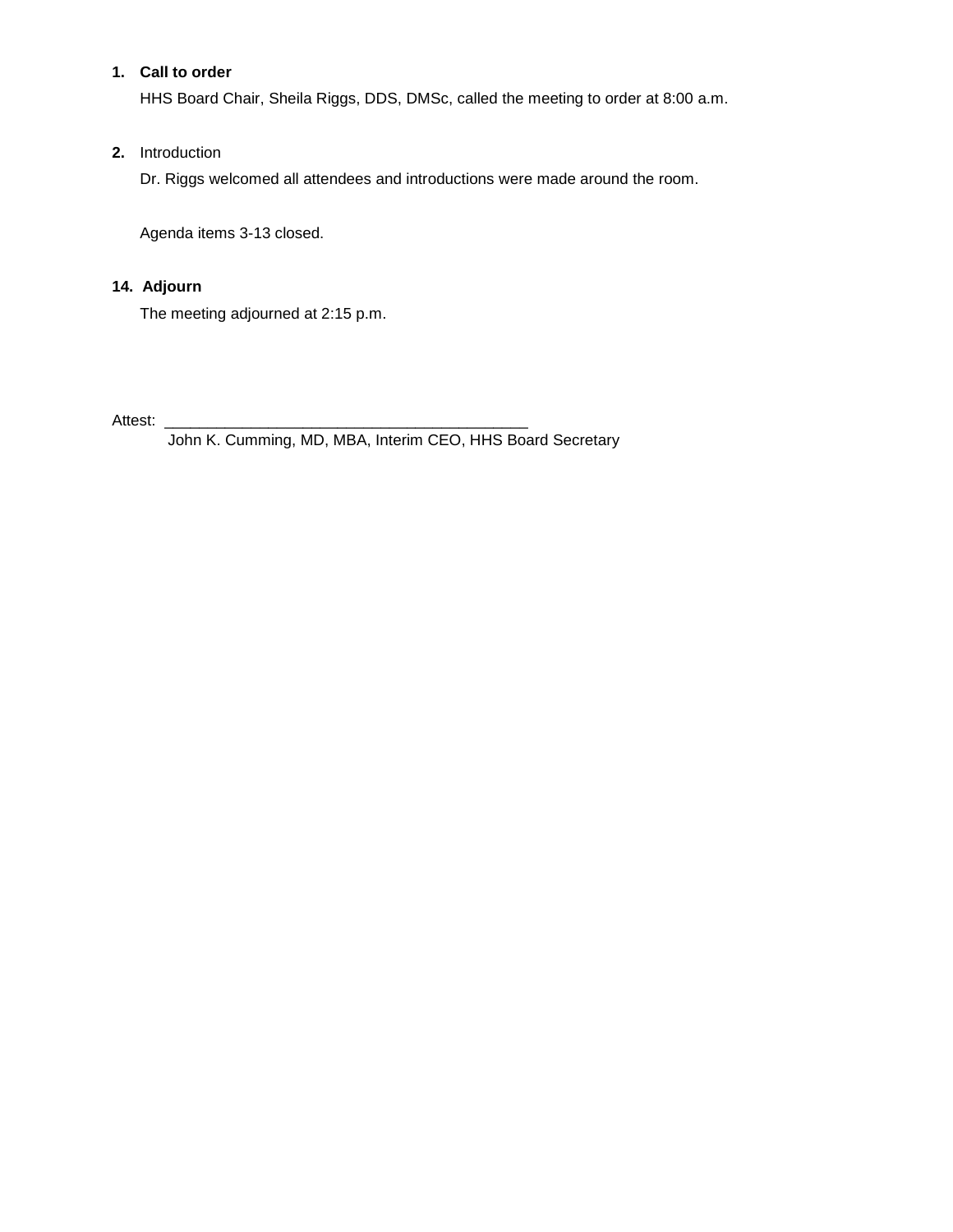1. **Call to order**

   HHS Board Chair, Sheila Riggs, DDS, DMSc, called the meeting to order at 8:00 a.m.

2. Introduction

   Dr. Riggs welcomed all attendees and introductions were made around the room.

   Agenda items 3-13 closed.

14. **Adjourn**

   The meeting adjourned at 2:15 p.m.

Attest: ___________________________________________

John K. Cumming, MD, MBA, Interim CEO, HHS Board Secretary